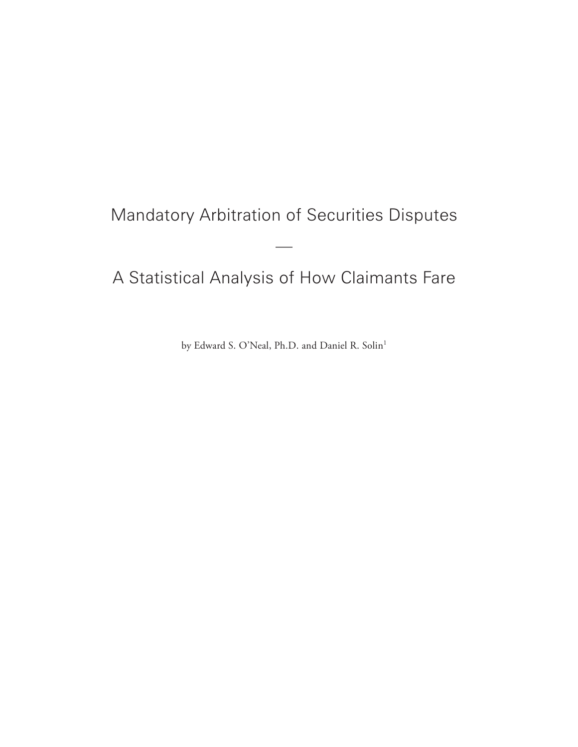# Mandatory Arbitration of Securities Disputes

—

# A Statistical Analysis of How Claimants Fare

by Edward S. O'Neal, Ph.D. and Daniel R. Solin[1]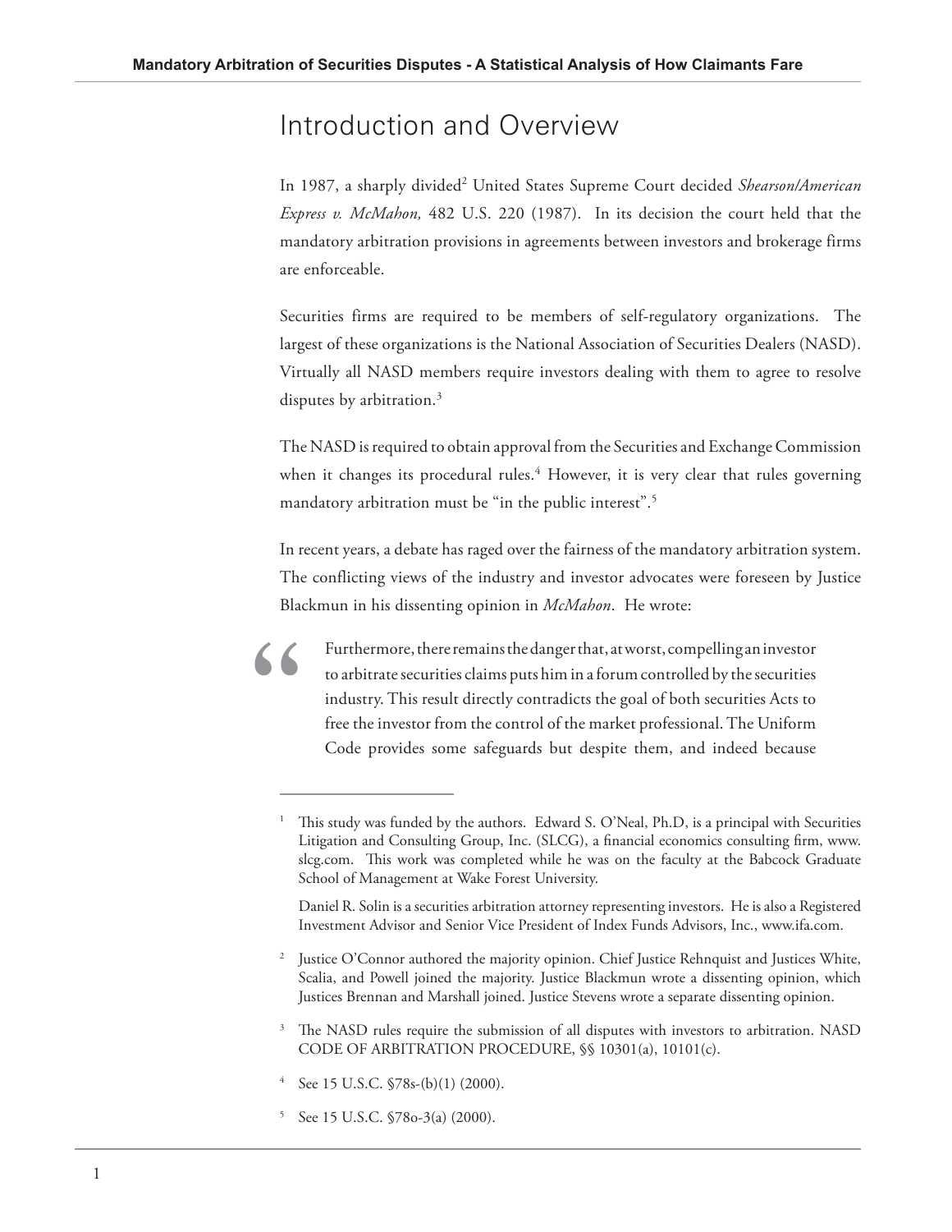# Introduction and Overview

In 1987, a sharply divided[2] United States Supreme Court decided *Shearson/American Express v. McMahon,* 482 U.S. 220 (1987). In its decision the court held that the mandatory arbitration provisions in agreements between investors and brokerage firms are enforceable.

Securities firms are required to be members of self-regulatory organizations. The largest of these organizations is the National Association of Securities Dealers (NASD). Virtually all NASD members require investors dealing with them to agree to resolve disputes by arbitration.[3]

The NASD is required to obtain approval from the Securities and Exchange Commission when it changes its procedural rules.[4] However, it is very clear that rules governing mandatory arbitration must be "in the public interest".[5]

In recent years, a debate has raged over the fairness of the mandatory arbitration system. The conflicting views of the industry and investor advocates were foreseen by Justice Blackmun in his dissenting opinion in *McMahon*. He wrote:

> Furthermore, there remains the danger that, at worst, compelling an investor to arbitrate securities claims puts him in a forum controlled by the securities industry. This result directly contradicts the goal of both securities Acts to free the investor from the control of the market professional. The Uniform Code provides some safeguards but despite them, and indeed because

---

[1] This study was funded by the authors. Edward S. O'Neal, Ph.D, is a principal with Securities Litigation and Consulting Group, Inc. (SLCG), a financial economics consulting firm, www.slcg.com. This work was completed while he was on the faculty at the Babcock Graduate School of Management at Wake Forest University.

Daniel R. Solin is a securities arbitration attorney representing investors. He is also a Registered Investment Advisor and Senior Vice President of Index Funds Advisors, Inc., www.ifa.com.

[2] Justice O'Connor authored the majority opinion. Chief Justice Rehnquist and Justices White, Scalia, and Powell joined the majority. Justice Blackmun wrote a dissenting opinion, which Justices Brennan and Marshall joined. Justice Stevens wrote a separate dissenting opinion.

[3] The NASD rules require the submission of all disputes with investors to arbitration. NASD CODE OF ARBITRATION PROCEDURE, §§ 10301(a), 10101(c).

[4] See 15 U.S.C. §78s-(b)(1) (2000).

[5] See 15 U.S.C. §78o-3(a) (2000).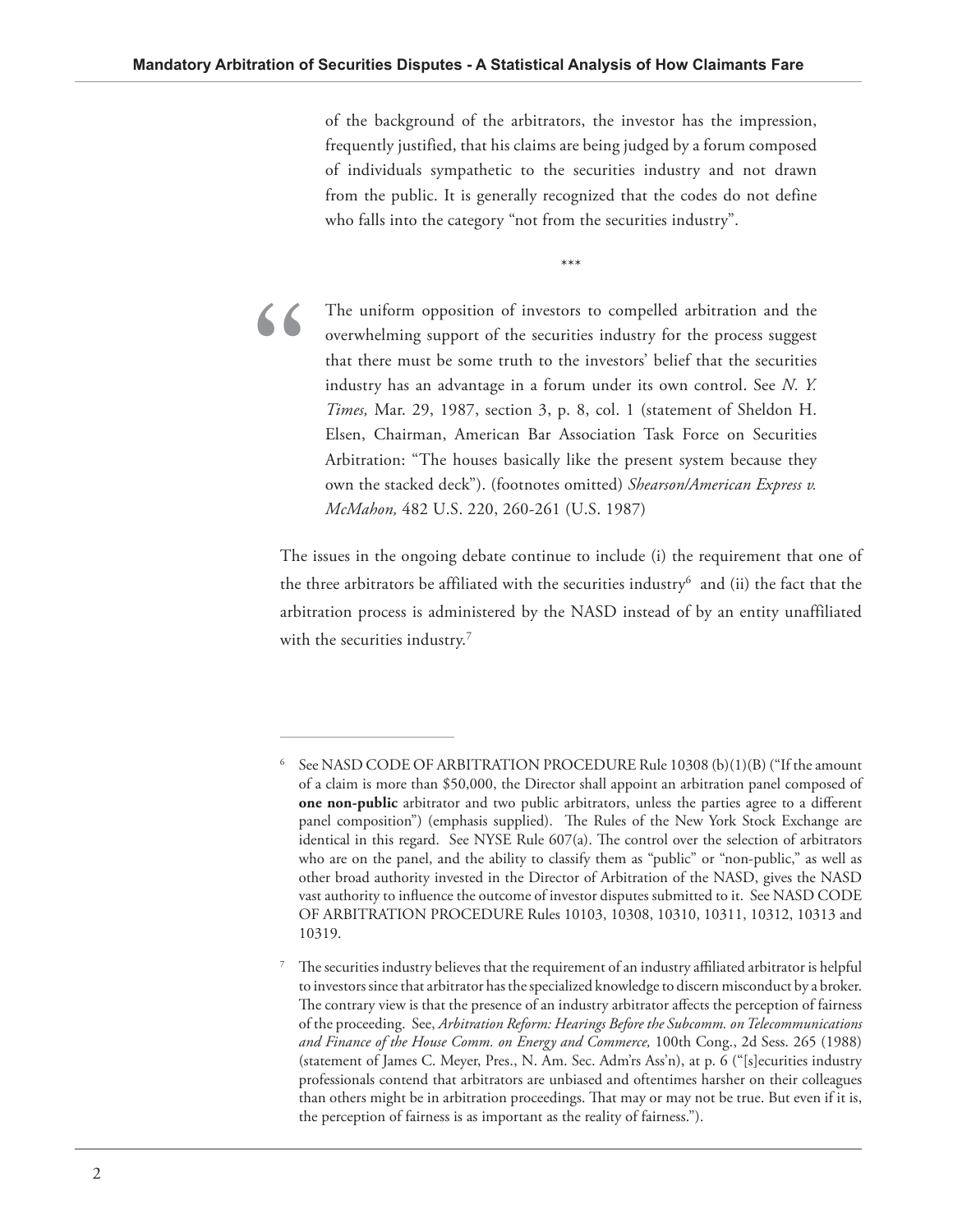> of the background of the arbitrators, the investor has the impression, frequently justified, that his claims are being judged by a forum composed of individuals sympathetic to the securities industry and not drawn from the public. It is generally recognized that the codes do not define who falls into the category "not from the securities industry".
>
> \*\*\*
>
> The uniform opposition of investors to compelled arbitration and the overwhelming support of the securities industry for the process suggest that there must be some truth to the investors' belief that the securities industry has an advantage in a forum under its own control. See *N. Y. Times,* Mar. 29, 1987, section 3, p. 8, col. 1 (statement of Sheldon H. Elsen, Chairman, American Bar Association Task Force on Securities Arbitration: "The houses basically like the present system because they own the stacked deck"). (footnotes omitted) *Shearson/American Express v. McMahon,* 482 U.S. 220, 260-261 (U.S. 1987)

The issues in the ongoing debate continue to include (i) the requirement that one of the three arbitrators be affiliated with the securities industry[6] and (ii) the fact that the arbitration process is administered by the NASD instead of by an entity unaffiliated with the securities industry.[7]

---

[6] See NASD CODE OF ARBITRATION PROCEDURE Rule 10308 (b)(1)(B) ("If the amount of a claim is more than $50,000, the Director shall appoint an arbitration panel composed of **one non-public** arbitrator and two public arbitrators, unless the parties agree to a different panel composition") (emphasis supplied). The Rules of the New York Stock Exchange are identical in this regard. See NYSE Rule 607(a). The control over the selection of arbitrators who are on the panel, and the ability to classify them as "public" or "non-public," as well as other broad authority invested in the Director of Arbitration of the NASD, gives the NASD vast authority to influence the outcome of investor disputes submitted to it. See NASD CODE OF ARBITRATION PROCEDURE Rules 10103, 10308, 10310, 10311, 10312, 10313 and 10319.

[7] The securities industry believes that the requirement of an industry affiliated arbitrator is helpful to investors since that arbitrator has the specialized knowledge to discern misconduct by a broker. The contrary view is that the presence of an industry arbitrator affects the perception of fairness of the proceeding. See, *Arbitration Reform: Hearings Before the Subcomm. on Telecommunications and Finance of the House Comm. on Energy and Commerce,* 100th Cong., 2d Sess. 265 (1988) (statement of James C. Meyer, Pres., N. Am. Sec. Adm'rs Ass'n), at p. 6 ("[s]ecurities industry professionals contend that arbitrators are unbiased and oftentimes harsher on their colleagues than others might be in arbitration proceedings. That may or may not be true. But even if it is, the perception of fairness is as important as the reality of fairness.").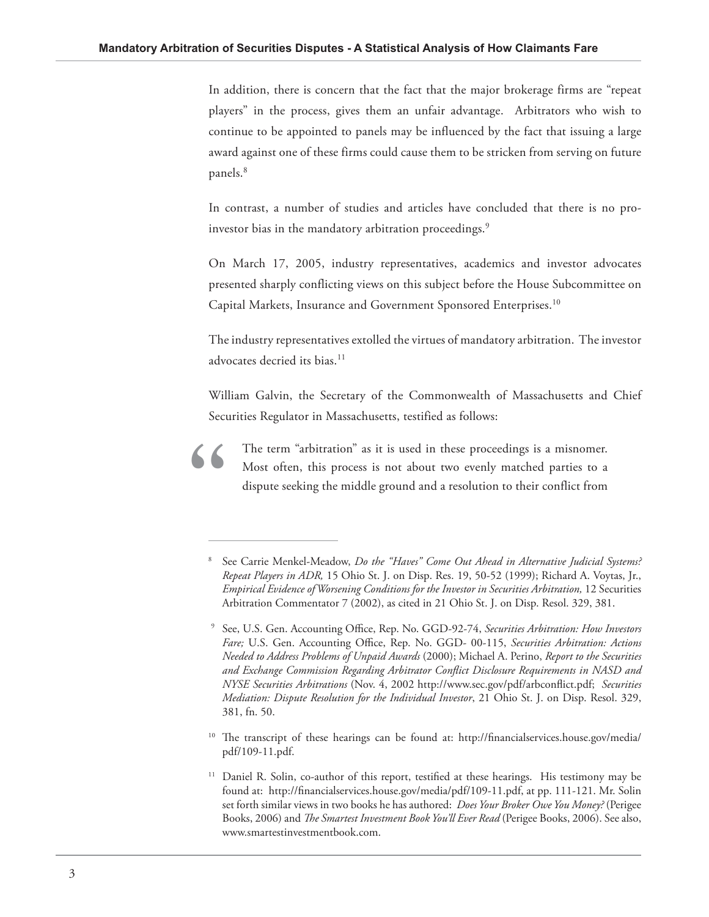In addition, there is concern that the fact that the major brokerage firms are "repeat players" in the process, gives them an unfair advantage. Arbitrators who wish to continue to be appointed to panels may be influenced by the fact that issuing a large award against one of these firms could cause them to be stricken from serving on future panels.[8]

In contrast, a number of studies and articles have concluded that there is no pro-investor bias in the mandatory arbitration proceedings.[9]

On March 17, 2005, industry representatives, academics and investor advocates presented sharply conflicting views on this subject before the House Subcommittee on Capital Markets, Insurance and Government Sponsored Enterprises.[10]

The industry representatives extolled the virtues of mandatory arbitration. The investor advocates decried its bias.[11]

William Galvin, the Secretary of the Commonwealth of Massachusetts and Chief Securities Regulator in Massachusetts, testified as follows:

> "The term "arbitration" as it is used in these proceedings is a misnomer. Most often, this process is not about two evenly matched parties to a dispute seeking the middle ground and a resolution to their conflict from

---

[8] See Carrie Menkel-Meadow, *Do the "Haves" Come Out Ahead in Alternative Judicial Systems? Repeat Players in ADR,* 15 Ohio St. J. on Disp. Res. 19, 50-52 (1999); Richard A. Voytas, Jr., *Empirical Evidence of Worsening Conditions for the Investor in Securities Arbitration,* 12 Securities Arbitration Commentator 7 (2002), as cited in 21 Ohio St. J. on Disp. Resol. 329, 381.

[9] See, U.S. Gen. Accounting Office, Rep. No. GGD-92-74, *Securities Arbitration: How Investors Fare;* U.S. Gen. Accounting Office, Rep. No. GGD- 00-115, *Securities Arbitration: Actions Needed to Address Problems of Unpaid Awards* (2000); Michael A. Perino, *Report to the Securities and Exchange Commission Regarding Arbitrator Conflict Disclosure Requirements in NASD and NYSE Securities Arbitrations* (Nov. 4, 2002 http://www.sec.gov/pdf/arbconflict.pdf; *Securities Mediation: Dispute Resolution for the Individual Investor*, 21 Ohio St. J. on Disp. Resol. 329, 381, fn. 50.

[10] The transcript of these hearings can be found at: http://financialservices.house.gov/media/pdf/109-11.pdf.

[11] Daniel R. Solin, co-author of this report, testified at these hearings. His testimony may be found at: http://financialservices.house.gov/media/pdf/109-11.pdf, at pp. 111-121. Mr. Solin set forth similar views in two books he has authored: *Does Your Broker Owe You Money?* (Perigee Books, 2006) and *The Smartest Investment Book You'll Ever Read* (Perigee Books, 2006). See also, www.smartestinvestmentbook.com.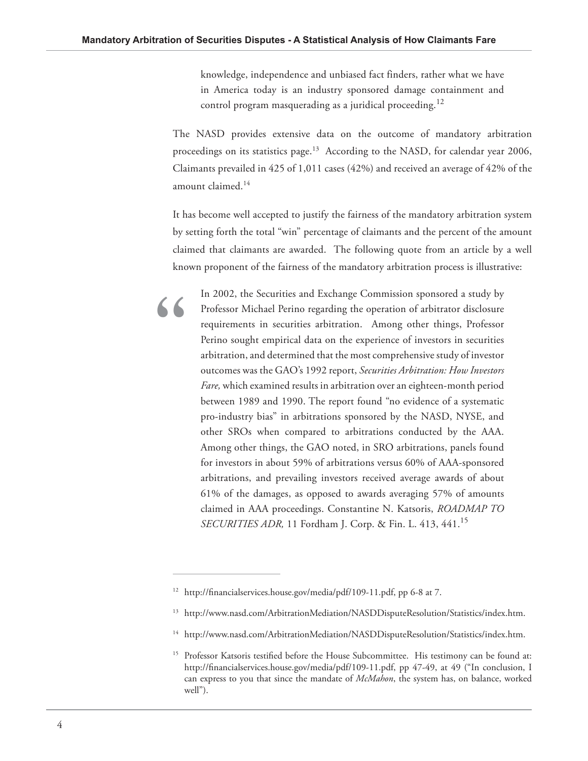> knowledge, independence and unbiased fact finders, rather what we have in America today is an industry sponsored damage containment and control program masquerading as a juridical proceeding.[12]

The NASD provides extensive data on the outcome of mandatory arbitration proceedings on its statistics page.[13] According to the NASD, for calendar year 2006, Claimants prevailed in 425 of 1,011 cases (42%) and received an average of 42% of the amount claimed.[14]

It has become well accepted to justify the fairness of the mandatory arbitration system by setting forth the total "win" percentage of claimants and the percent of the amount claimed that claimants are awarded. The following quote from an article by a well known proponent of the fairness of the mandatory arbitration process is illustrative:

> In 2002, the Securities and Exchange Commission sponsored a study by Professor Michael Perino regarding the operation of arbitrator disclosure requirements in securities arbitration. Among other things, Professor Perino sought empirical data on the experience of investors in securities arbitration, and determined that the most comprehensive study of investor outcomes was the GAO's 1992 report, *Securities Arbitration: How Investors Fare,* which examined results in arbitration over an eighteen-month period between 1989 and 1990. The report found "no evidence of a systematic pro-industry bias" in arbitrations sponsored by the NASD, NYSE, and other SROs when compared to arbitrations conducted by the AAA. Among other things, the GAO noted, in SRO arbitrations, panels found for investors in about 59% of arbitrations versus 60% of AAA-sponsored arbitrations, and prevailing investors received average awards of about 61% of the damages, as opposed to awards averaging 57% of amounts claimed in AAA proceedings. Constantine N. Katsoris, *ROADMAP TO SECURITIES ADR,* 11 Fordham J. Corp. & Fin. L. 413, 441.[15]

---

[12] http://financialservices.house.gov/media/pdf/109-11.pdf, pp 6-8 at 7.

[13] http://www.nasd.com/ArbitrationMediation/NASDDisputeResolution/Statistics/index.htm.

[14] http://www.nasd.com/ArbitrationMediation/NASDDisputeResolution/Statistics/index.htm.

[15] Professor Katsoris testified before the House Subcommittee. His testimony can be found at: http://financialservices.house.gov/media/pdf/109-11.pdf, pp 47-49, at 49 ("In conclusion, I can express to you that since the mandate of *McMahon*, the system has, on balance, worked well").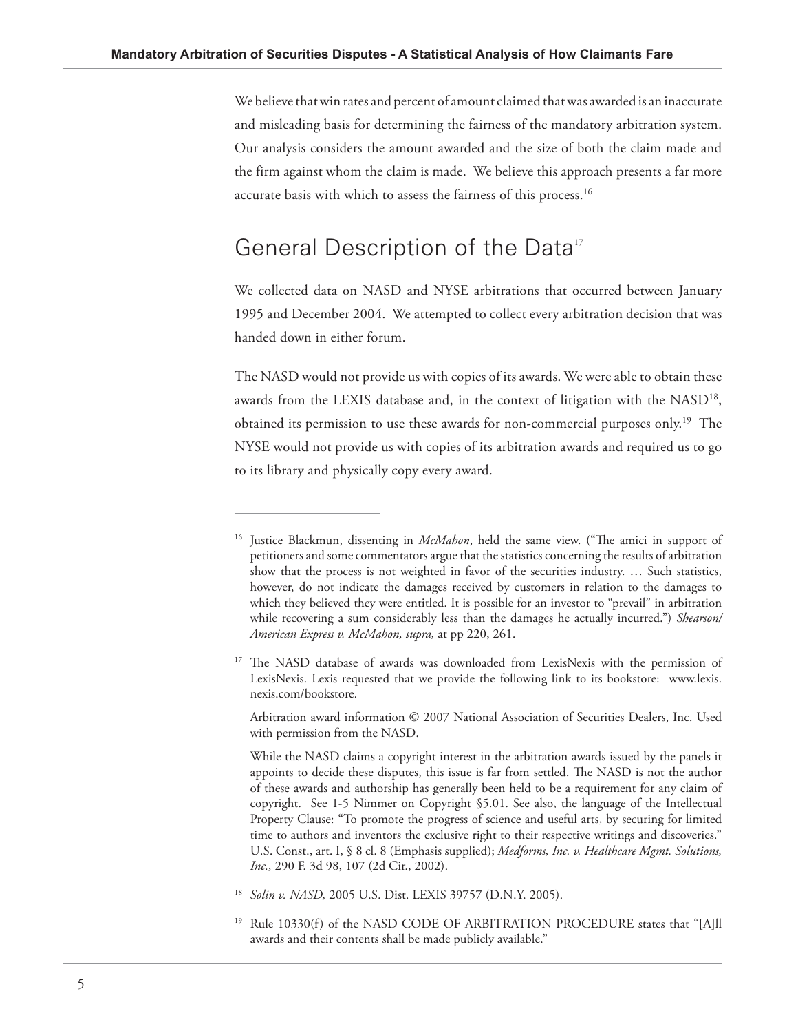We believe that win rates and percent of amount claimed that was awarded is an inaccurate and misleading basis for determining the fairness of the mandatory arbitration system. Our analysis considers the amount awarded and the size of both the claim made and the firm against whom the claim is made. We believe this approach presents a far more accurate basis with which to assess the fairness of this process.[16]

## General Description of the Data[17]

We collected data on NASD and NYSE arbitrations that occurred between January 1995 and December 2004. We attempted to collect every arbitration decision that was handed down in either forum.

The NASD would not provide us with copies of its awards. We were able to obtain these awards from the LEXIS database and, in the context of litigation with the NASD[18], obtained its permission to use these awards for non-commercial purposes only.[19] The NYSE would not provide us with copies of its arbitration awards and required us to go to its library and physically copy every award.

---

[16] Justice Blackmun, dissenting in *McMahon*, held the same view. ("The amici in support of petitioners and some commentators argue that the statistics concerning the results of arbitration show that the process is not weighted in favor of the securities industry. … Such statistics, however, do not indicate the damages received by customers in relation to the damages to which they believed they were entitled. It is possible for an investor to "prevail" in arbitration while recovering a sum considerably less than the damages he actually incurred.") *Shearson/American Express v. McMahon, supra,* at pp 220, 261.

[17] The NASD database of awards was downloaded from LexisNexis with the permission of LexisNexis. Lexis requested that we provide the following link to its bookstore: www.lexis.nexis.com/bookstore.

Arbitration award information © 2007 National Association of Securities Dealers, Inc. Used with permission from the NASD.

While the NASD claims a copyright interest in the arbitration awards issued by the panels it appoints to decide these disputes, this issue is far from settled. The NASD is not the author of these awards and authorship has generally been held to be a requirement for any claim of copyright. See 1-5 Nimmer on Copyright §5.01. See also, the language of the Intellectual Property Clause: "To promote the progress of science and useful arts, by securing for limited time to authors and inventors the exclusive right to their respective writings and discoveries." U.S. Const., art. I, § 8 cl. 8 (Emphasis supplied); *Medforms, Inc. v. Healthcare Mgmt. Solutions, Inc.,* 290 F. 3d 98, 107 (2d Cir., 2002).

[18] *Solin v. NASD,* 2005 U.S. Dist. LEXIS 39757 (D.N.Y. 2005).

[19] Rule 10330(f) of the NASD CODE OF ARBITRATION PROCEDURE states that "[A]ll awards and their contents shall be made publicly available."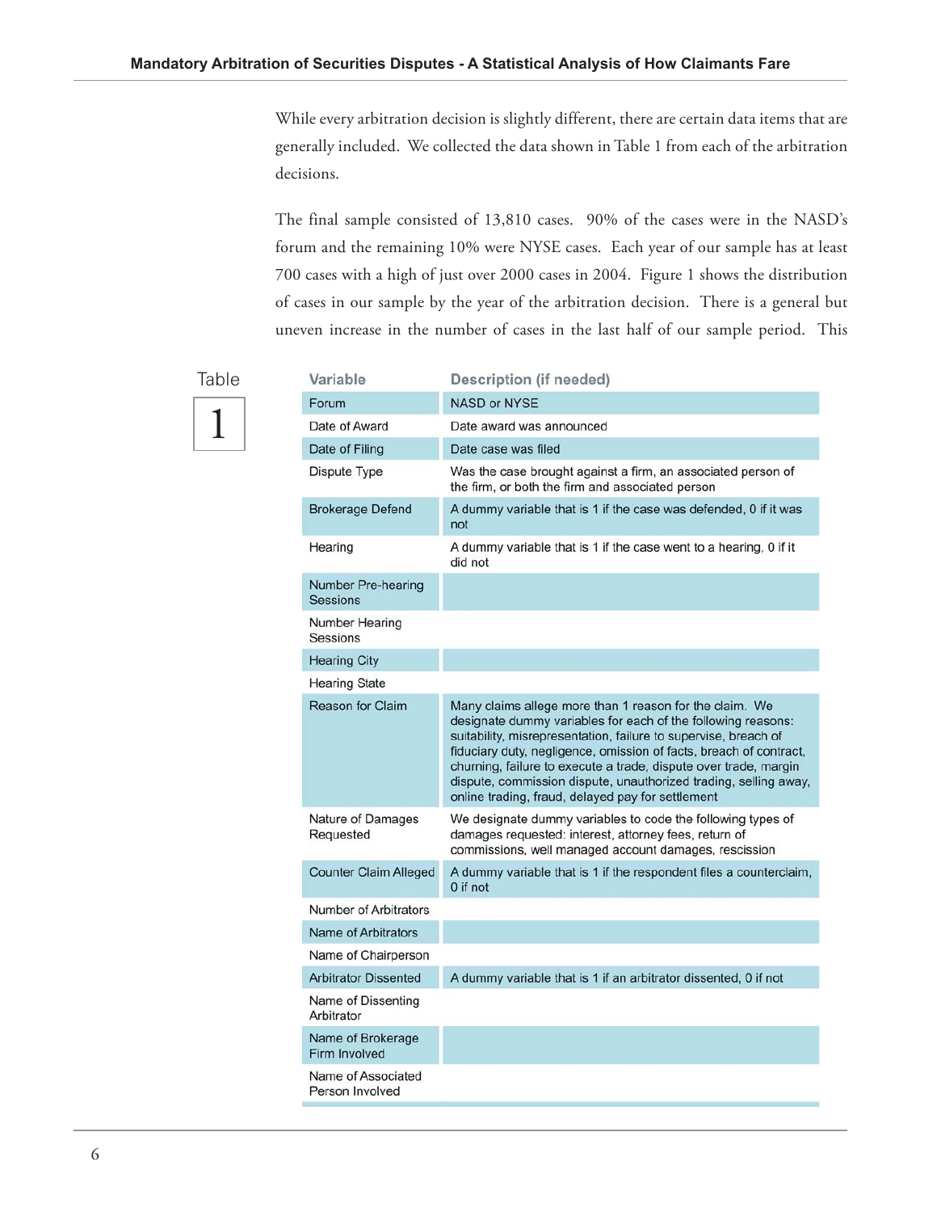While every arbitration decision is slightly different, there are certain data items that are generally included. We collected the data shown in Table 1 from each of the arbitration decisions.

The final sample consisted of 13,810 cases. 90% of the cases were in the NASD's forum and the remaining 10% were NYSE cases. Each year of our sample has at least 700 cases with a high of just over 2000 cases in 2004. Figure 1 shows the distribution of cases in our sample by the year of the arbitration decision. There is a general but uneven increase in the number of cases in the last half of our sample period. This

Table 1

| Variable | Description (if needed) |
|---|---|
| Forum | NASD or NYSE |
| Date of Award | Date award was announced |
| Date of Filing | Date case was filed |
| Dispute Type | Was the case brought against a firm, an associated person of the firm, or both the firm and associated person |
| Brokerage Defend | A dummy variable that is 1 if the case was defended, 0 if it was not |
| Hearing | A dummy variable that is 1 if the case went to a hearing, 0 if it did not |
| Number Pre-hearing Sessions | |
| Number Hearing Sessions | |
| Hearing City | |
| Hearing State | |
| Reason for Claim | Many claims allege more than 1 reason for the claim. We designate dummy variables for each of the following reasons: suitability, misrepresentation, failure to supervise, breach of fiduciary duty, negligence, omission of facts, breach of contract, churning, failure to execute a trade, dispute over trade, margin dispute, commission dispute, unauthorized trading, selling away, online trading, fraud, delayed pay for settlement |
| Nature of Damages Requested | We designate dummy variables to code the following types of damages requested: interest, attorney fees, return of commissions, well managed account damages, rescission |
| Counter Claim Alleged | A dummy variable that is 1 if the respondent files a counterclaim, 0 if not |
| Number of Arbitrators | |
| Name of Arbitrators | |
| Name of Chairperson | |
| Arbitrator Dissented | A dummy variable that is 1 if an arbitrator dissented, 0 if not |
| Name of Dissenting Arbitrator | |
| Name of Brokerage Firm Involved | |
| Name of Associated Person Involved | |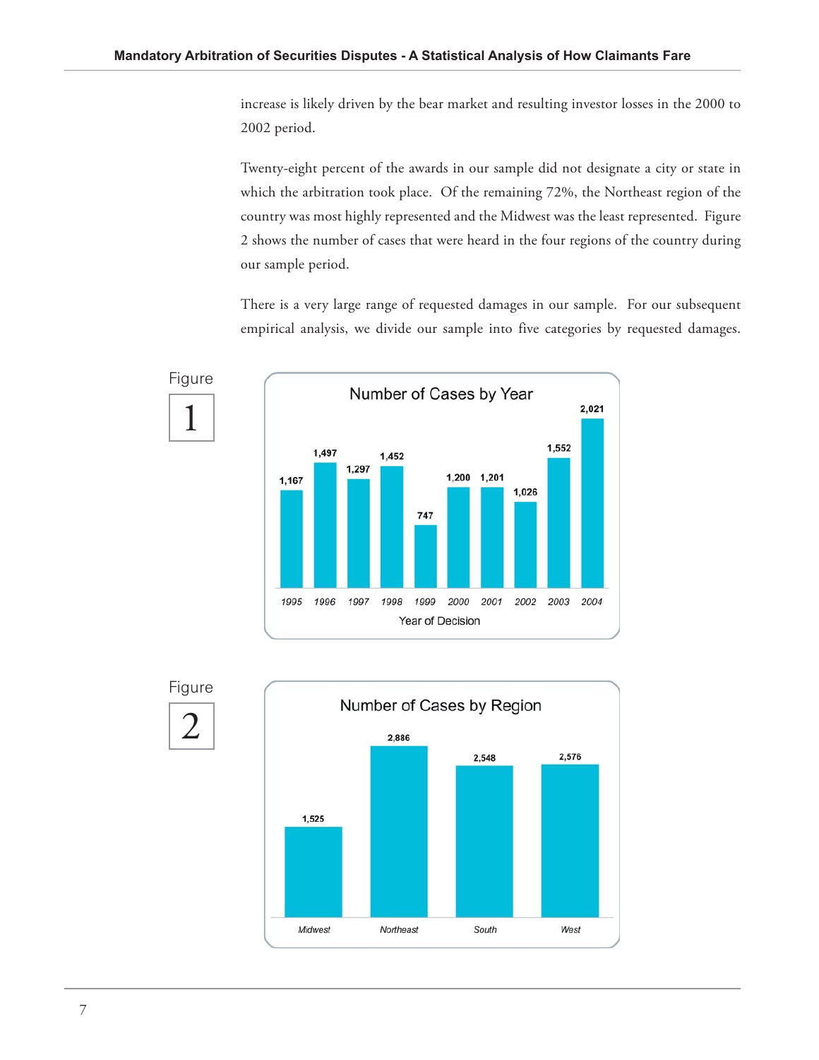increase is likely driven by the bear market and resulting investor losses in the 2000 to 2002 period.

Twenty-eight percent of the awards in our sample did not designate a city or state in which the arbitration took place. Of the remaining 72%, the Northeast region of the country was most highly represented and the Midwest was the least represented. Figure 2 shows the number of cases that were heard in the four regions of the country during our sample period.

There is a very large range of requested damages in our sample. For our subsequent empirical analysis, we divide our sample into five categories by requested damages.

Figure 1

**Number of Cases by Year**

| Year of Decision | 1995 | 1996 | 1997 | 1998 | 1999 | 2000 | 2001 | 2002 | 2003 | 2004 |
|---|---|---|---|---|---|---|---|---|---|---|
| Number of Cases | 1,167 | 1,497 | 1,297 | 1,452 | 747 | 1,200 | 1,201 | 1,026 | 1,552 | 2,021 |

Figure 2

**Number of Cases by Region**

| Region | Midwest | Northeast | South | West |
|---|---|---|---|---|
| Number of Cases | 1,525 | 2,886 | 2,548 | 2,576 |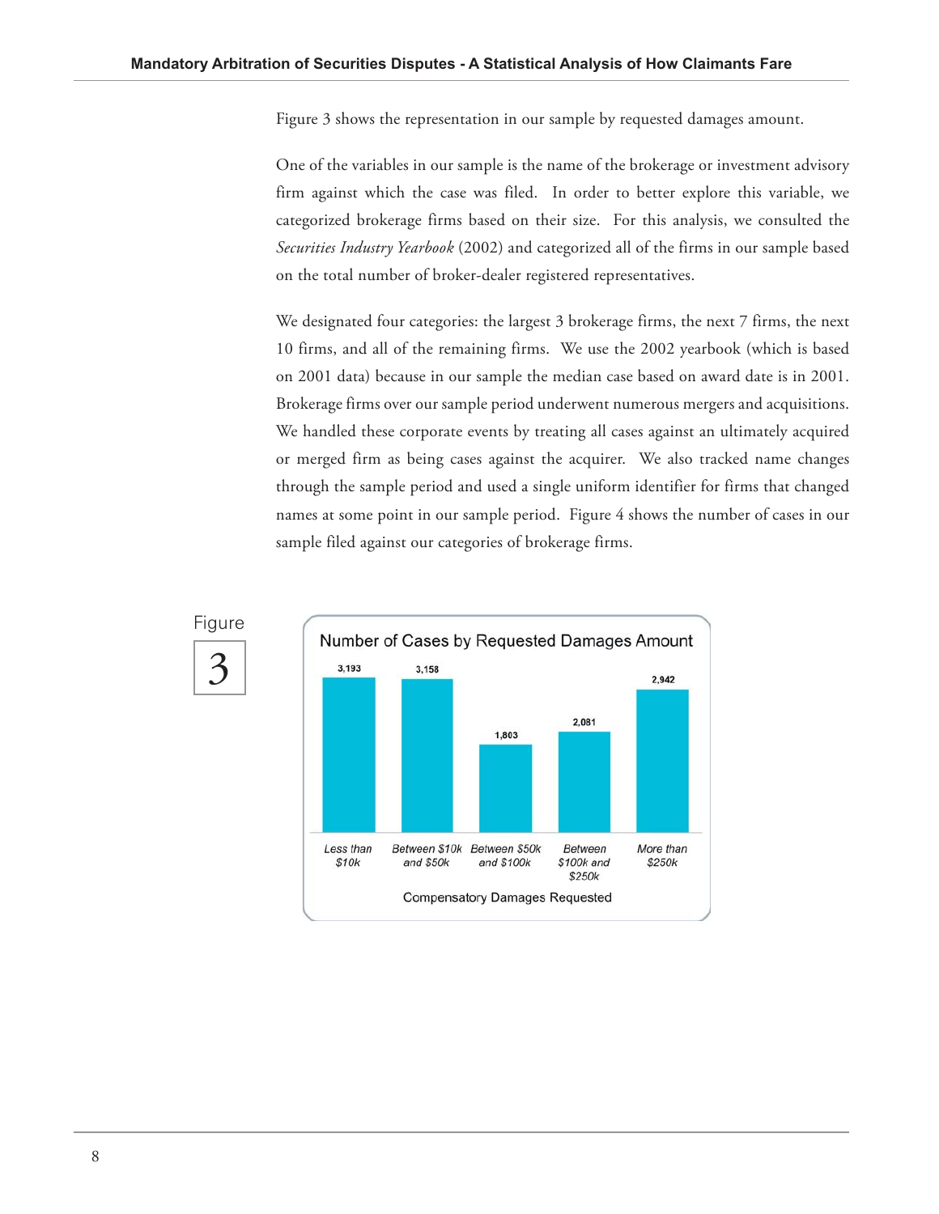Figure 3 shows the representation in our sample by requested damages amount.

One of the variables in our sample is the name of the brokerage or investment advisory firm against which the case was filed. In order to better explore this variable, we categorized brokerage firms based on their size. For this analysis, we consulted the *Securities Industry Yearbook* (2002) and categorized all of the firms in our sample based on the total number of broker-dealer registered representatives.

We designated four categories: the largest 3 brokerage firms, the next 7 firms, the next 10 firms, and all of the remaining firms. We use the 2002 yearbook (which is based on 2001 data) because in our sample the median case based on award date is in 2001. Brokerage firms over our sample period underwent numerous mergers and acquisitions. We handled these corporate events by treating all cases against an ultimately acquired or merged firm as being cases against the acquirer. We also tracked name changes through the sample period and used a single uniform identifier for firms that changed names at some point in our sample period. Figure 4 shows the number of cases in our sample filed against our categories of brokerage firms.

Figure 3

**Number of Cases by Requested Damages Amount**

| Compensatory Damages Requested | Number of Cases |
|---|---|
| Less than $10k | 3,193 |
| Between $10k and $50k | 3,158 |
| Between $50k and $100k | 1,803 |
| Between $100k and $250k | 2,081 |
| More than $250k | 2,942 |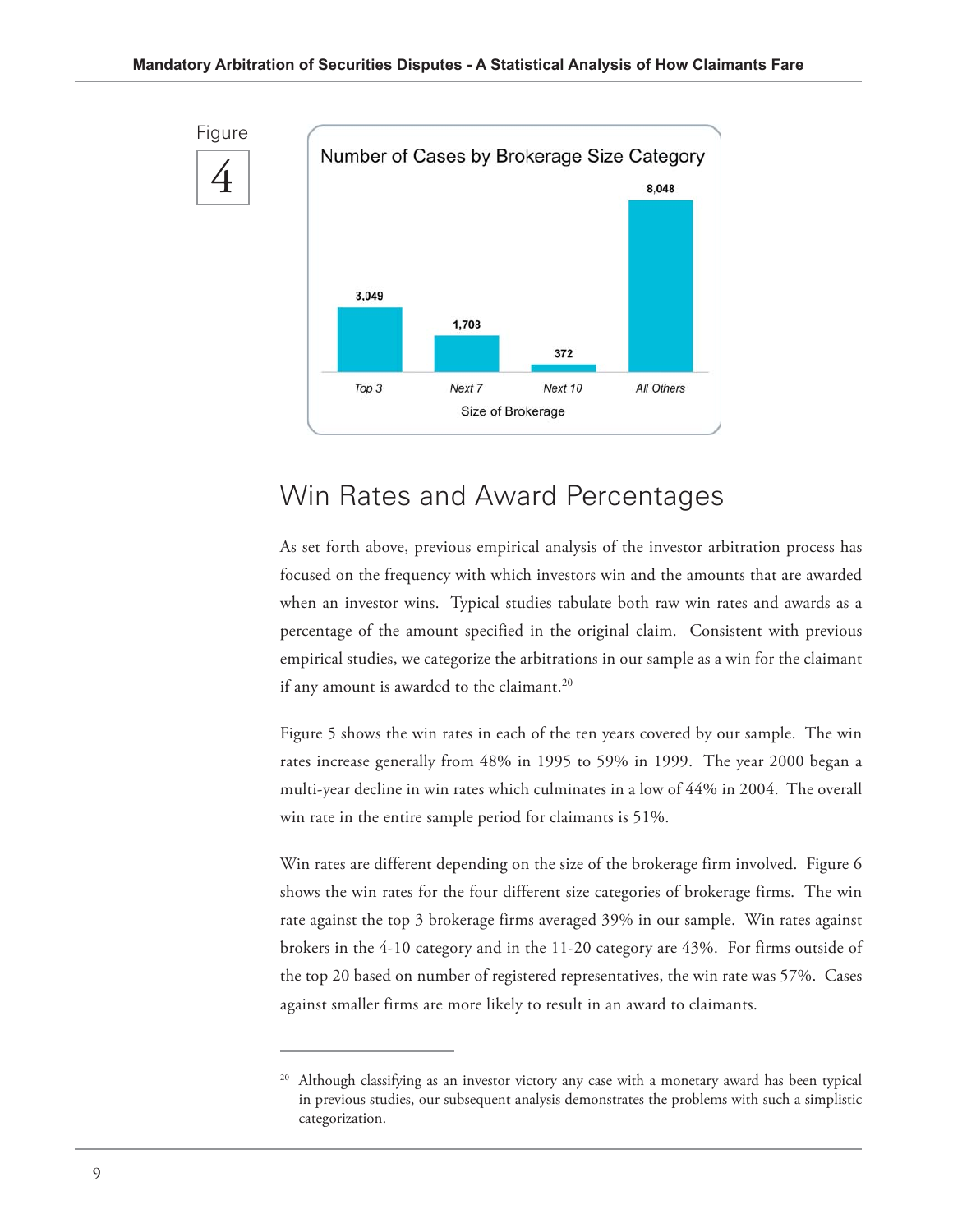Figure 4

**Number of Cases by Brokerage Size Category**

| Size of Brokerage | Number of Cases |
|---|---|
| Top 3 | 3,049 |
| Next 7 | 1,708 |
| Next 10 | 372 |
| All Others | 8,048 |

## Win Rates and Award Percentages

As set forth above, previous empirical analysis of the investor arbitration process has focused on the frequency with which investors win and the amounts that are awarded when an investor wins. Typical studies tabulate both raw win rates and awards as a percentage of the amount specified in the original claim. Consistent with previous empirical studies, we categorize the arbitrations in our sample as a win for the claimant if any amount is awarded to the claimant.[20]

Figure 5 shows the win rates in each of the ten years covered by our sample. The win rates increase generally from 48% in 1995 to 59% in 1999. The year 2000 began a multi-year decline in win rates which culminates in a low of 44% in 2004. The overall win rate in the entire sample period for claimants is 51%.

Win rates are different depending on the size of the brokerage firm involved. Figure 6 shows the win rates for the four different size categories of brokerage firms. The win rate against the top 3 brokerage firms averaged 39% in our sample. Win rates against brokers in the 4-10 category and in the 11-20 category are 43%. For firms outside of the top 20 based on number of registered representatives, the win rate was 57%. Cases against smaller firms are more likely to result in an award to claimants.

---

[20] Although classifying as an investor victory any case with a monetary award has been typical in previous studies, our subsequent analysis demonstrates the problems with such a simplistic categorization.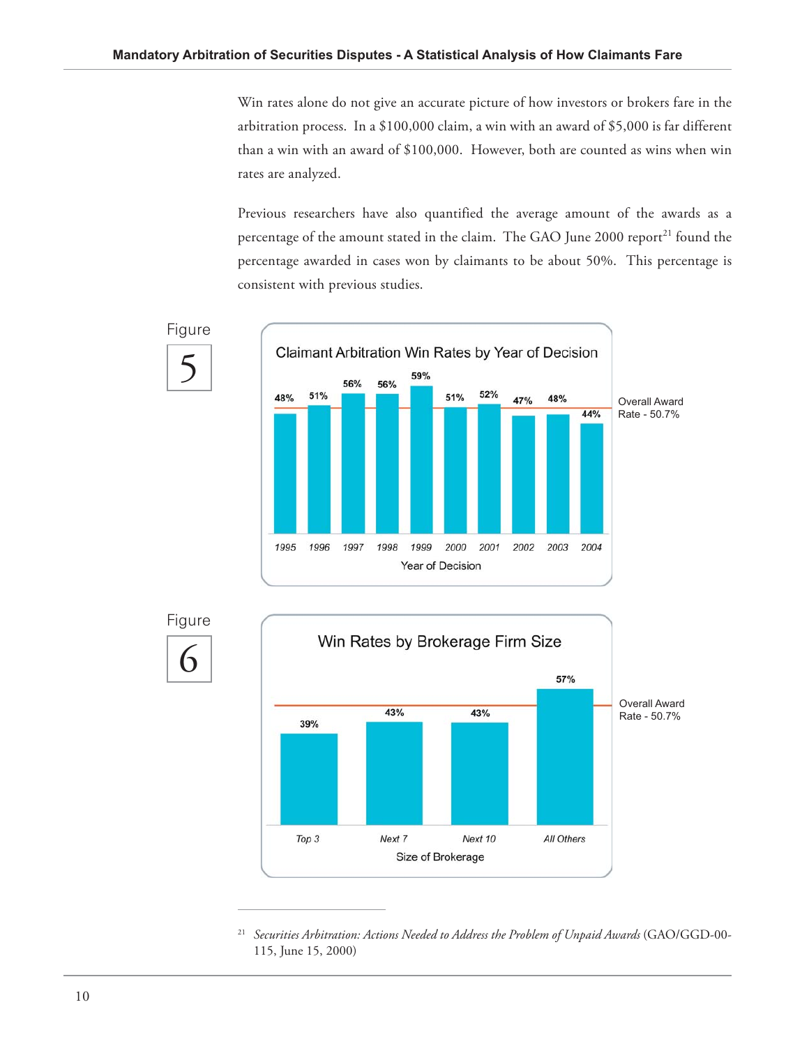Win rates alone do not give an accurate picture of how investors or brokers fare in the arbitration process. In a $100,000 claim, a win with an award of $5,000 is far different than a win with an award of $100,000. However, both are counted as wins when win rates are analyzed.

Previous researchers have also quantified the average amount of the awards as a percentage of the amount stated in the claim. The GAO June 2000 report[21] found the percentage awarded in cases won by claimants to be about 50%. This percentage is consistent with previous studies.

Figure 5

**Claimant Arbitration Win Rates by Year of Decision**

| Year of Decision | 1995 | 1996 | 1997 | 1998 | 1999 | 2000 | 2001 | 2002 | 2003 | 2004 |
|---|---|---|---|---|---|---|---|---|---|---|
| Win Rate | 48% | 51% | 56% | 56% | 59% | 51% | 52% | 47% | 48% | 44% |

Overall Award Rate - 50.7%

Figure 6

**Win Rates by Brokerage Firm Size**

| Size of Brokerage | Top 3 | Next 7 | Next 10 | All Others |
|---|---|---|---|---|
| Win Rate | 39% | 43% | 43% | 57% |

Overall Award Rate - 50.7%

---

[21] *Securities Arbitration: Actions Needed to Address the Problem of Unpaid Awards* (GAO/GGD-00-115, June 15, 2000)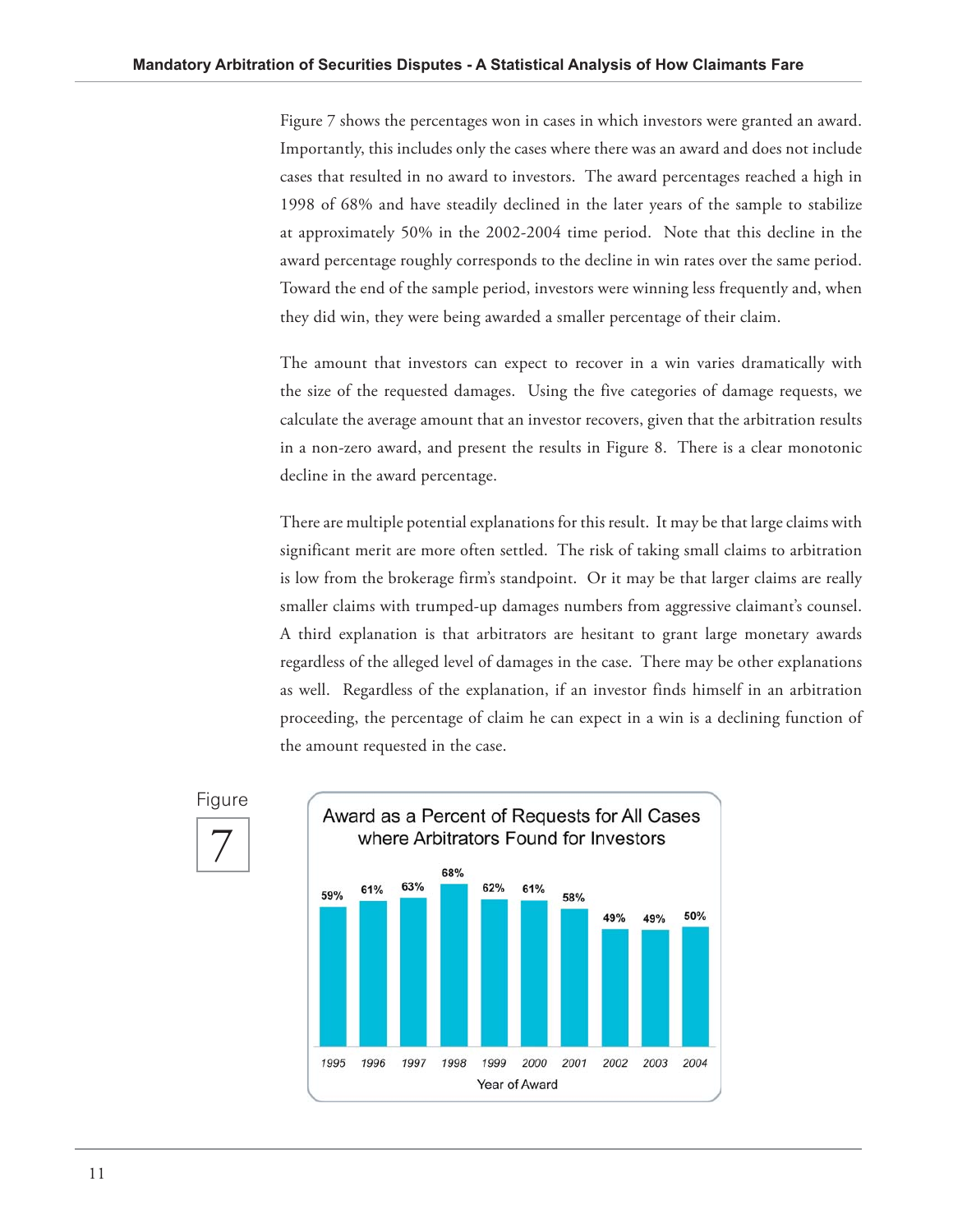Figure 7 shows the percentages won in cases in which investors were granted an award. Importantly, this includes only the cases where there was an award and does not include cases that resulted in no award to investors. The award percentages reached a high in 1998 of 68% and have steadily declined in the later years of the sample to stabilize at approximately 50% in the 2002-2004 time period. Note that this decline in the award percentage roughly corresponds to the decline in win rates over the same period. Toward the end of the sample period, investors were winning less frequently and, when they did win, they were being awarded a smaller percentage of their claim.

The amount that investors can expect to recover in a win varies dramatically with the size of the requested damages. Using the five categories of damage requests, we calculate the average amount that an investor recovers, given that the arbitration results in a non-zero award, and present the results in Figure 8. There is a clear monotonic decline in the award percentage.

There are multiple potential explanations for this result. It may be that large claims with significant merit are more often settled. The risk of taking small claims to arbitration is low from the brokerage firm's standpoint. Or it may be that larger claims are really smaller claims with trumped-up damages numbers from aggressive claimant's counsel. A third explanation is that arbitrators are hesitant to grant large monetary awards regardless of the alleged level of damages in the case. There may be other explanations as well. Regardless of the explanation, if an investor finds himself in an arbitration proceeding, the percentage of claim he can expect in a win is a declining function of the amount requested in the case.

Figure 7

**Award as a Percent of Requests for All Cases where Arbitrators Found for Investors**

| Year of Award | 1995 | 1996 | 1997 | 1998 | 1999 | 2000 | 2001 | 2002 | 2003 | 2004 |
|---|---|---|---|---|---|---|---|---|---|---|
| Award (%) | 59% | 61% | 63% | 68% | 62% | 61% | 58% | 49% | 49% | 50% |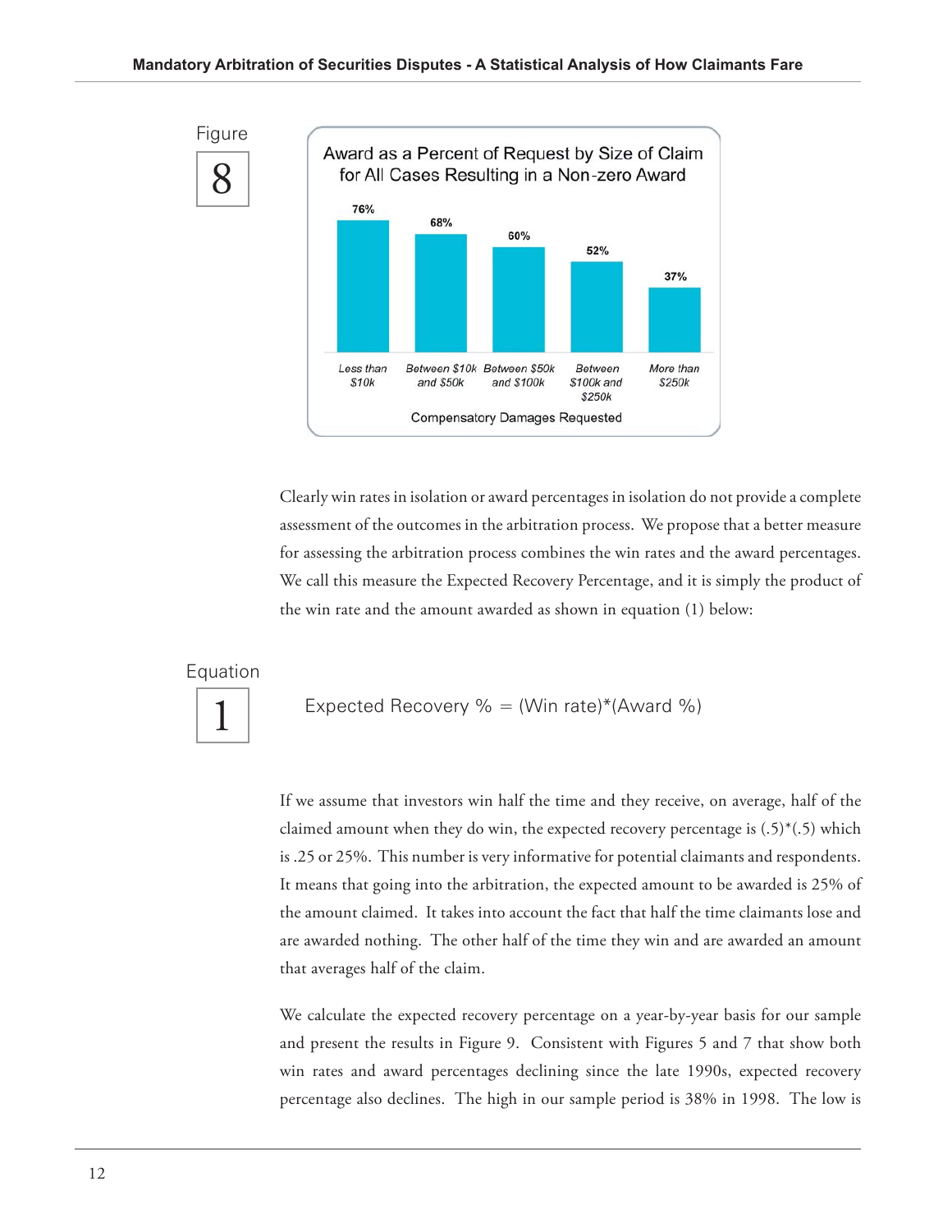Figure 8

**Award as a Percent of Request by Size of Claim for All Cases Resulting in a Non-zero Award**

| Compensatory Damages Requested | Award as a Percent of Request |
| --- | --- |
| Less than $10k | 76% |
| Between $10k and $50k | 68% |
| Between $50k and $100k | 60% |
| Between $100k and $250k | 52% |
| More than $250k | 37% |

Clearly win rates in isolation or award percentages in isolation do not provide a complete assessment of the outcomes in the arbitration process. We propose that a better measure for assessing the arbitration process combines the win rates and the award percentages. We call this measure the Expected Recovery Percentage, and it is simply the product of the win rate and the amount awarded as shown in equation (1) below:

Equation 1

$$\text{Expected Recovery \%} = (\text{Win rate})*(\text{Award \%})$$

If we assume that investors win half the time and they receive, on average, half of the claimed amount when they do win, the expected recovery percentage is (.5)*(.5) which is .25 or 25%. This number is very informative for potential claimants and respondents. It means that going into the arbitration, the expected amount to be awarded is 25% of the amount claimed. It takes into account the fact that half the time claimants lose and are awarded nothing. The other half of the time they win and are awarded an amount that averages half of the claim.

We calculate the expected recovery percentage on a year-by-year basis for our sample and present the results in Figure 9. Consistent with Figures 5 and 7 that show both win rates and award percentages declining since the late 1990s, expected recovery percentage also declines. The high in our sample period is 38% in 1998. The low is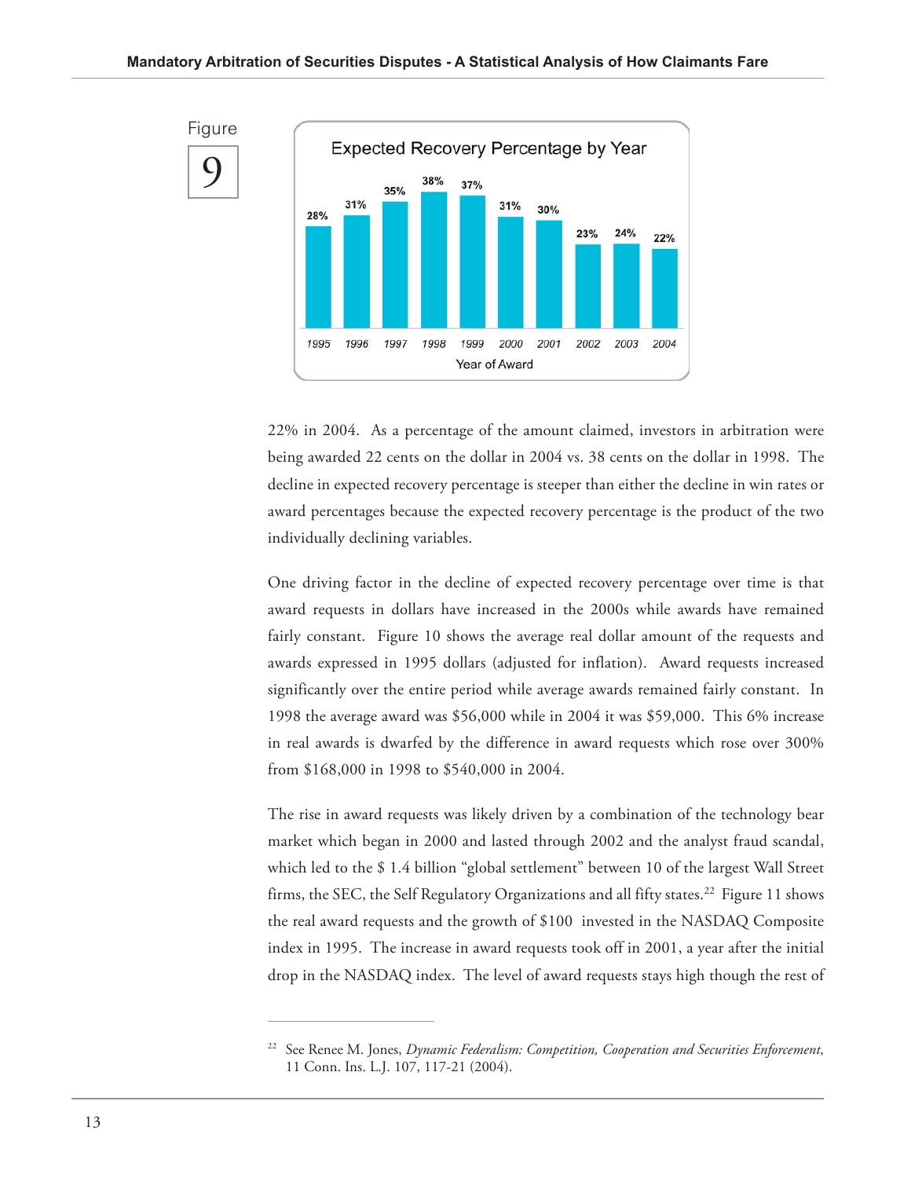Figure 9

**Expected Recovery Percentage by Year**

| Year of Award | Expected Recovery Percentage |
|---|---|
| 1995 | 28% |
| 1996 | 31% |
| 1997 | 35% |
| 1998 | 38% |
| 1999 | 37% |
| 2000 | 31% |
| 2001 | 30% |
| 2002 | 23% |
| 2003 | 24% |
| 2004 | 22% |

22% in 2004. As a percentage of the amount claimed, investors in arbitration were being awarded 22 cents on the dollar in 2004 vs. 38 cents on the dollar in 1998. The decline in expected recovery percentage is steeper than either the decline in win rates or award percentages because the expected recovery percentage is the product of the two individually declining variables.

One driving factor in the decline of expected recovery percentage over time is that award requests in dollars have increased in the 2000s while awards have remained fairly constant. Figure 10 shows the average real dollar amount of the requests and awards expressed in 1995 dollars (adjusted for inflation). Award requests increased significantly over the entire period while average awards remained fairly constant. In 1998 the average award was $56,000 while in 2004 it was $59,000. This 6% increase in real awards is dwarfed by the difference in award requests which rose over 300% from $168,000 in 1998 to $540,000 in 2004.

The rise in award requests was likely driven by a combination of the technology bear market which began in 2000 and lasted through 2002 and the analyst fraud scandal, which led to the $ 1.4 billion "global settlement" between 10 of the largest Wall Street firms, the SEC, the Self Regulatory Organizations and all fifty states.[22] Figure 11 shows the real award requests and the growth of $100 invested in the NASDAQ Composite index in 1995. The increase in award requests took off in 2001, a year after the initial drop in the NASDAQ index. The level of award requests stays high though the rest of

---

[22] See Renee M. Jones, *Dynamic Federalism: Competition, Cooperation and Securities Enforcement,* 11 Conn. Ins. L.J. 107, 117-21 (2004).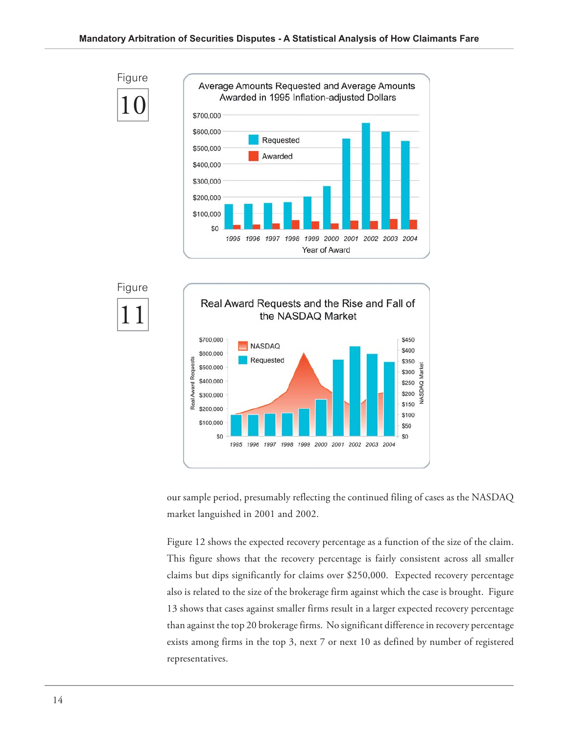Figure 10

Average Amounts Requested and Average Amounts Awarded in 1995 Inflation-adjusted Dollars

Figure 11

Real Award Requests and the Rise and Fall of the NASDAQ Market

our sample period, presumably reflecting the continued filing of cases as the NASDAQ market languished in 2001 and 2002.

Figure 12 shows the expected recovery percentage as a function of the size of the claim. This figure shows that the recovery percentage is fairly consistent across all smaller claims but dips significantly for claims over $250,000. Expected recovery percentage also is related to the size of the brokerage firm against which the case is brought. Figure 13 shows that cases against smaller firms result in a larger expected recovery percentage than against the top 20 brokerage firms. No significant difference in recovery percentage exists among firms in the top 3, next 7 or next 10 as defined by number of registered representatives.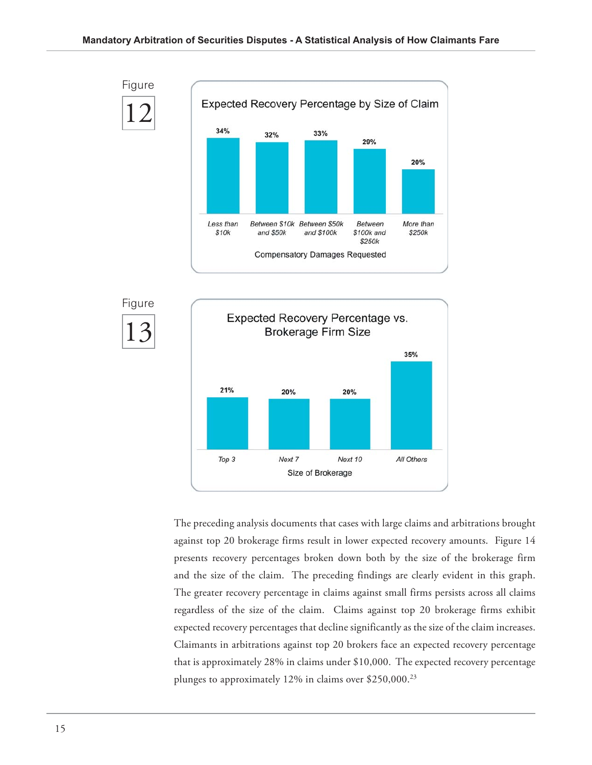Figure 12

**Expected Recovery Percentage by Size of Claim**

| Compensatory Damages Requested | Expected Recovery Percentage |
| --- | --- |
| Less than $10k | 34% |
| Between $10k and $50k | 32% |
| Between $50k and $100k | 33% |
| Between $100k and $250k | 29% |
| More than $250k | 20% |

Figure 13

**Expected Recovery Percentage vs. Brokerage Firm Size**

| Size of Brokerage | Expected Recovery Percentage |
| --- | --- |
| Top 3 | 21% |
| Next 7 | 20% |
| Next 10 | 20% |
| All Others | 35% |

The preceding analysis documents that cases with large claims and arbitrations brought against top 20 brokerage firms result in lower expected recovery amounts. Figure 14 presents recovery percentages broken down both by the size of the brokerage firm and the size of the claim. The preceding findings are clearly evident in this graph. The greater recovery percentage in claims against small firms persists across all claims regardless of the size of the claim. Claims against top 20 brokerage firms exhibit expected recovery percentages that decline significantly as the size of the claim increases. Claimants in arbitrations against top 20 brokers face an expected recovery percentage that is approximately 28% in claims under $10,000. The expected recovery percentage plunges to approximately 12% in claims over $250,000.[23]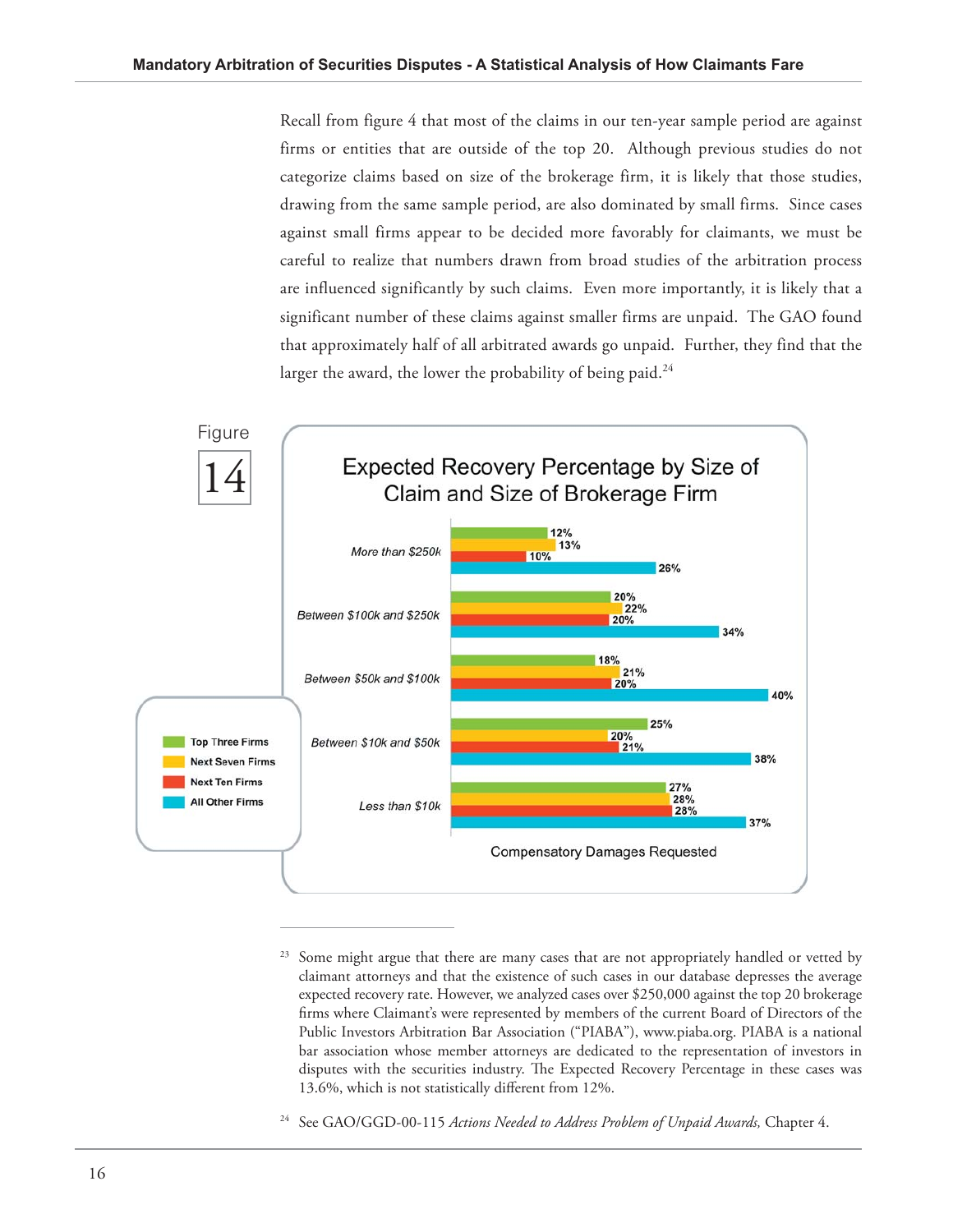Recall from figure 4 that most of the claims in our ten-year sample period are against firms or entities that are outside of the top 20. Although previous studies do not categorize claims based on size of the brokerage firm, it is likely that those studies, drawing from the same sample period, are also dominated by small firms. Since cases against small firms appear to be decided more favorably for claimants, we must be careful to realize that numbers drawn from broad studies of the arbitration process are influenced significantly by such claims. Even more importantly, it is likely that a significant number of these claims against smaller firms are unpaid. The GAO found that approximately half of all arbitrated awards go unpaid. Further, they find that the larger the award, the lower the probability of being paid.[24]

Figure 14

**Expected Recovery Percentage by Size of Claim and Size of Brokerage Firm**

| Compensatory Damages Requested | Top Three Firms | Next Seven Firms | Next Ten Firms | All Other Firms |
|---|---|---|---|---|
| More than $250k | 12% | 13% | 10% | 26% |
| Between $100k and $250k | 20% | 22% | 20% | 34% |
| Between $50k and $100k | 18% | 21% | 20% | 40% |
| Between $10k and $50k | 25% | 20% | 21% | 38% |
| Less than $10k | 27% | 28% | 28% | 37% |

---

[23] Some might argue that there are many cases that are not appropriately handled or vetted by claimant attorneys and that the existence of such cases in our database depresses the average expected recovery rate. However, we analyzed cases over $250,000 against the top 20 brokerage firms where Claimant's were represented by members of the current Board of Directors of the Public Investors Arbitration Bar Association ("PIABA"), www.piaba.org. PIABA is a national bar association whose member attorneys are dedicated to the representation of investors in disputes with the securities industry. The Expected Recovery Percentage in these cases was 13.6%, which is not statistically different from 12%.

[24] See GAO/GGD-00-115 *Actions Needed to Address Problem of Unpaid Awards,* Chapter 4.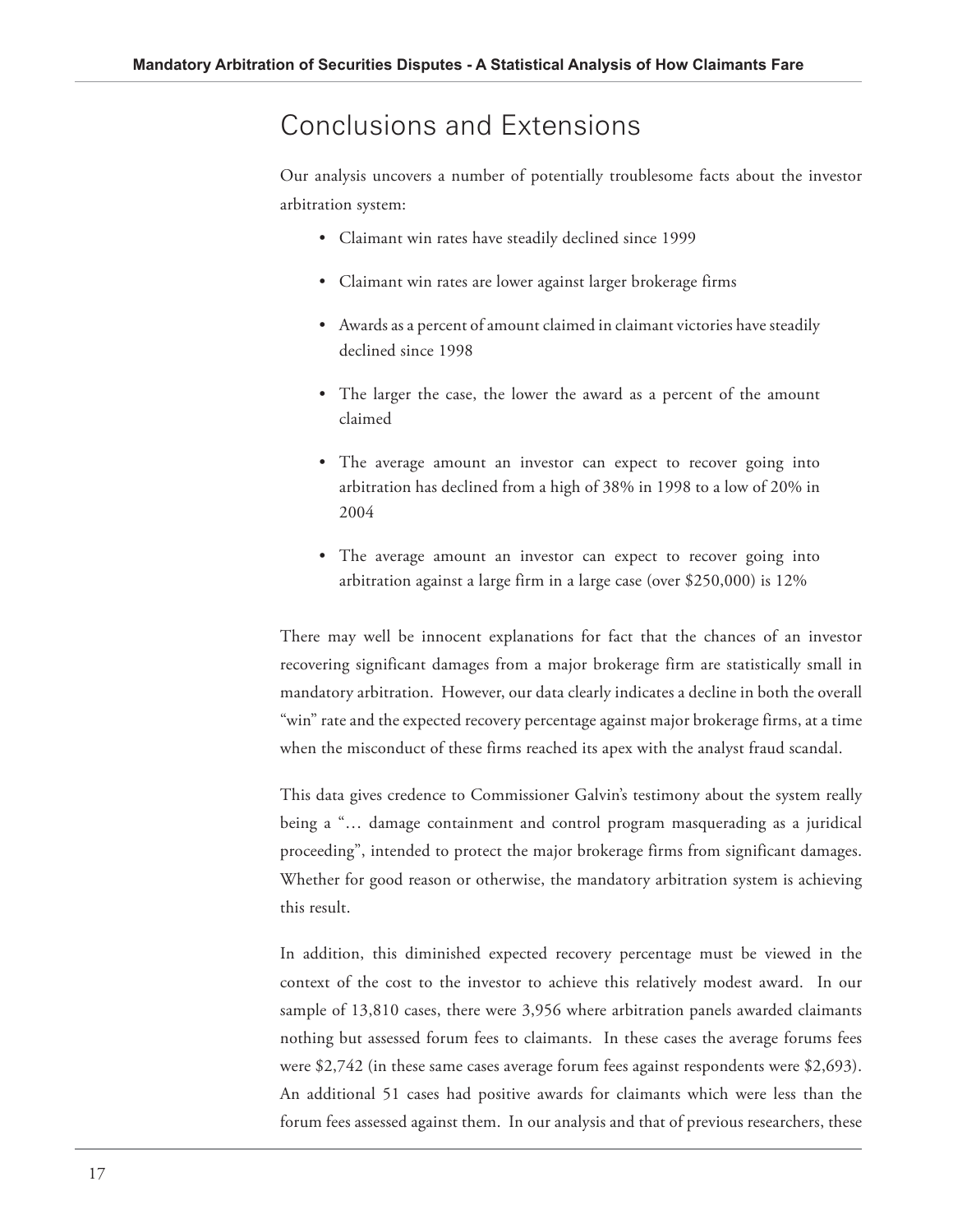## Conclusions and Extensions

Our analysis uncovers a number of potentially troublesome facts about the investor arbitration system:

- Claimant win rates have steadily declined since 1999
- Claimant win rates are lower against larger brokerage firms
- Awards as a percent of amount claimed in claimant victories have steadily declined since 1998
- The larger the case, the lower the award as a percent of the amount claimed
- The average amount an investor can expect to recover going into arbitration has declined from a high of 38% in 1998 to a low of 20% in 2004
- The average amount an investor can expect to recover going into arbitration against a large firm in a large case (over $250,000) is 12%

There may well be innocent explanations for fact that the chances of an investor recovering significant damages from a major brokerage firm are statistically small in mandatory arbitration. However, our data clearly indicates a decline in both the overall "win" rate and the expected recovery percentage against major brokerage firms, at a time when the misconduct of these firms reached its apex with the analyst fraud scandal.

This data gives credence to Commissioner Galvin's testimony about the system really being a "… damage containment and control program masquerading as a juridical proceeding", intended to protect the major brokerage firms from significant damages. Whether for good reason or otherwise, the mandatory arbitration system is achieving this result.

In addition, this diminished expected recovery percentage must be viewed in the context of the cost to the investor to achieve this relatively modest award. In our sample of 13,810 cases, there were 3,956 where arbitration panels awarded claimants nothing but assessed forum fees to claimants. In these cases the average forums fees were $2,742 (in these same cases average forum fees against respondents were $2,693). An additional 51 cases had positive awards for claimants which were less than the forum fees assessed against them. In our analysis and that of previous researchers, these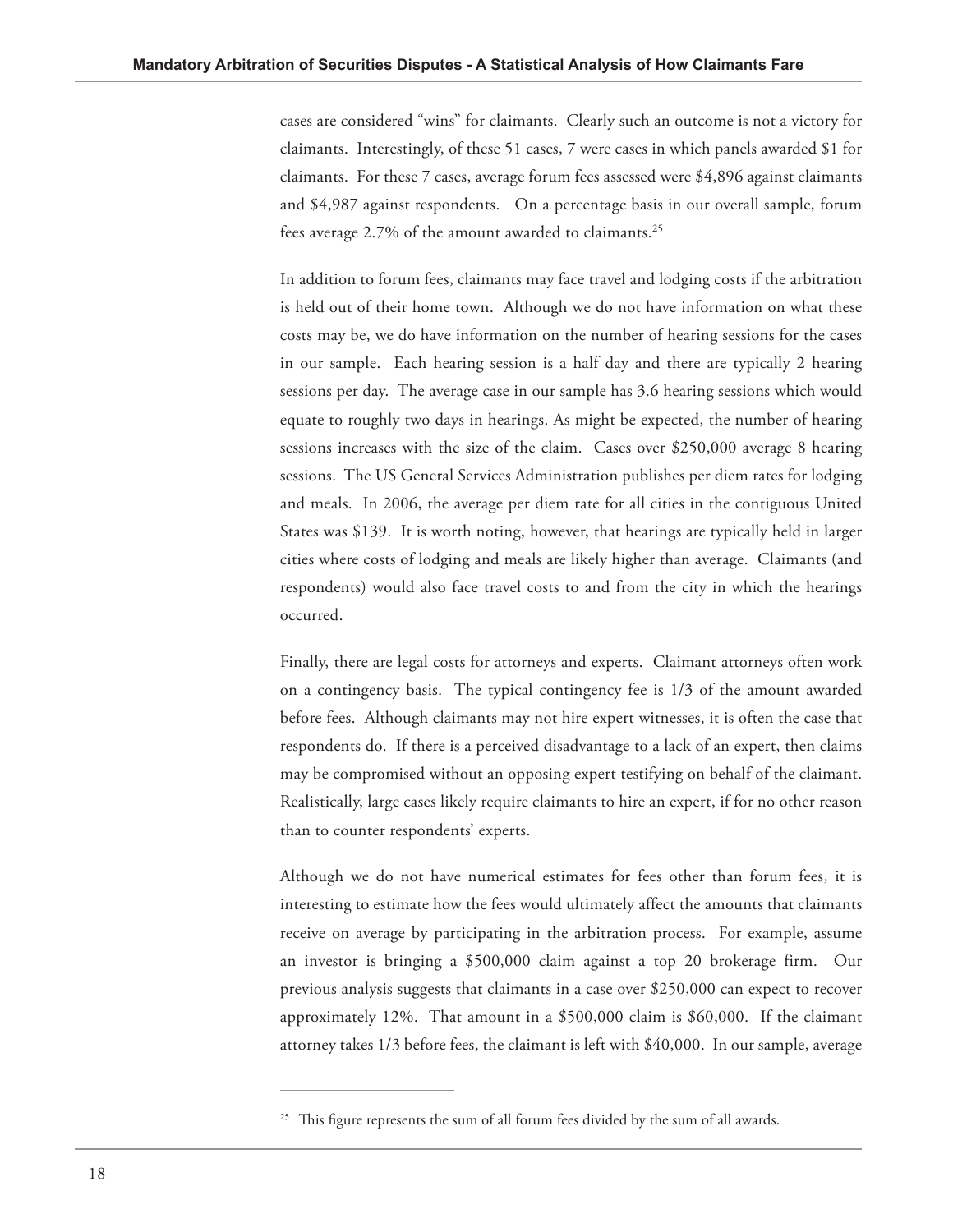cases are considered "wins" for claimants. Clearly such an outcome is not a victory for claimants. Interestingly, of these 51 cases, 7 were cases in which panels awarded $1 for claimants. For these 7 cases, average forum fees assessed were $4,896 against claimants and $4,987 against respondents. On a percentage basis in our overall sample, forum fees average 2.7% of the amount awarded to claimants.[25]

In addition to forum fees, claimants may face travel and lodging costs if the arbitration is held out of their home town. Although we do not have information on what these costs may be, we do have information on the number of hearing sessions for the cases in our sample. Each hearing session is a half day and there are typically 2 hearing sessions per day. The average case in our sample has 3.6 hearing sessions which would equate to roughly two days in hearings. As might be expected, the number of hearing sessions increases with the size of the claim. Cases over $250,000 average 8 hearing sessions. The US General Services Administration publishes per diem rates for lodging and meals. In 2006, the average per diem rate for all cities in the contiguous United States was $139. It is worth noting, however, that hearings are typically held in larger cities where costs of lodging and meals are likely higher than average. Claimants (and respondents) would also face travel costs to and from the city in which the hearings occurred.

Finally, there are legal costs for attorneys and experts. Claimant attorneys often work on a contingency basis. The typical contingency fee is 1/3 of the amount awarded before fees. Although claimants may not hire expert witnesses, it is often the case that respondents do. If there is a perceived disadvantage to a lack of an expert, then claims may be compromised without an opposing expert testifying on behalf of the claimant. Realistically, large cases likely require claimants to hire an expert, if for no other reason than to counter respondents' experts.

Although we do not have numerical estimates for fees other than forum fees, it is interesting to estimate how the fees would ultimately affect the amounts that claimants receive on average by participating in the arbitration process. For example, assume an investor is bringing a $500,000 claim against a top 20 brokerage firm. Our previous analysis suggests that claimants in a case over $250,000 can expect to recover approximately 12%. That amount in a $500,000 claim is $60,000. If the claimant attorney takes 1/3 before fees, the claimant is left with $40,000. In our sample, average

---

[25] This figure represents the sum of all forum fees divided by the sum of all awards.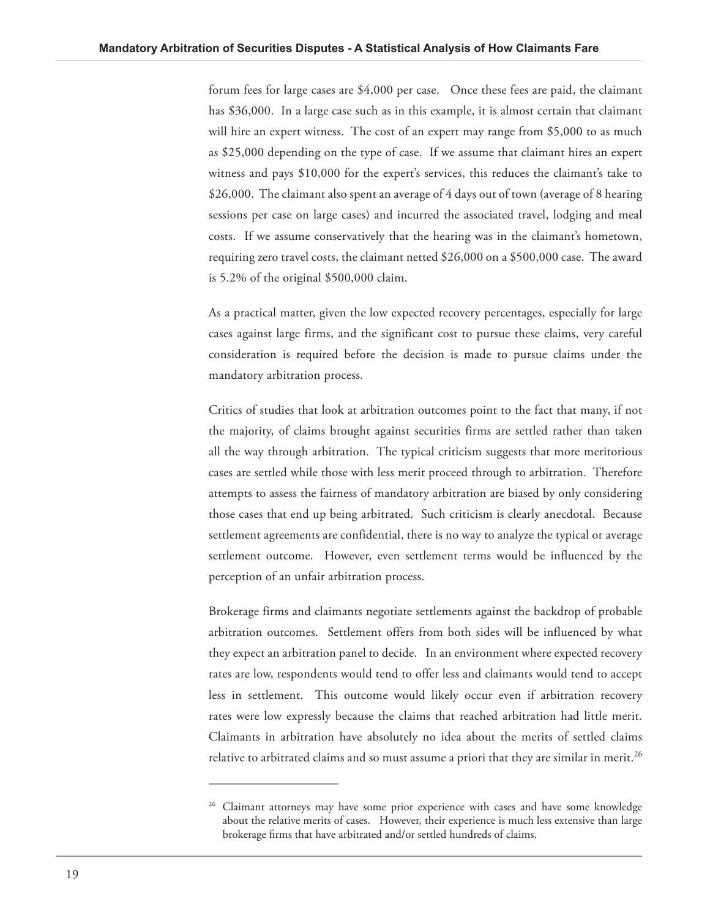forum fees for large cases are $4,000 per case. Once these fees are paid, the claimant has $36,000. In a large case such as in this example, it is almost certain that claimant will hire an expert witness. The cost of an expert may range from $5,000 to as much as $25,000 depending on the type of case. If we assume that claimant hires an expert witness and pays $10,000 for the expert's services, this reduces the claimant's take to $26,000. The claimant also spent an average of 4 days out of town (average of 8 hearing sessions per case on large cases) and incurred the associated travel, lodging and meal costs. If we assume conservatively that the hearing was in the claimant's hometown, requiring zero travel costs, the claimant netted $26,000 on a $500,000 case. The award is 5.2% of the original $500,000 claim.

As a practical matter, given the low expected recovery percentages, especially for large cases against large firms, and the significant cost to pursue these claims, very careful consideration is required before the decision is made to pursue claims under the mandatory arbitration process.

Critics of studies that look at arbitration outcomes point to the fact that many, if not the majority, of claims brought against securities firms are settled rather than taken all the way through arbitration. The typical criticism suggests that more meritorious cases are settled while those with less merit proceed through to arbitration. Therefore attempts to assess the fairness of mandatory arbitration are biased by only considering those cases that end up being arbitrated. Such criticism is clearly anecdotal. Because settlement agreements are confidential, there is no way to analyze the typical or average settlement outcome. However, even settlement terms would be influenced by the perception of an unfair arbitration process.

Brokerage firms and claimants negotiate settlements against the backdrop of probable arbitration outcomes. Settlement offers from both sides will be influenced by what they expect an arbitration panel to decide. In an environment where expected recovery rates are low, respondents would tend to offer less and claimants would tend to accept less in settlement. This outcome would likely occur even if arbitration recovery rates were low expressly because the claims that reached arbitration had little merit. Claimants in arbitration have absolutely no idea about the merits of settled claims relative to arbitrated claims and so must assume a priori that they are similar in merit.[26]

[26] Claimant attorneys may have some prior experience with cases and have some knowledge about the relative merits of cases. However, their experience is much less extensive than large brokerage firms that have arbitrated and/or settled hundreds of claims.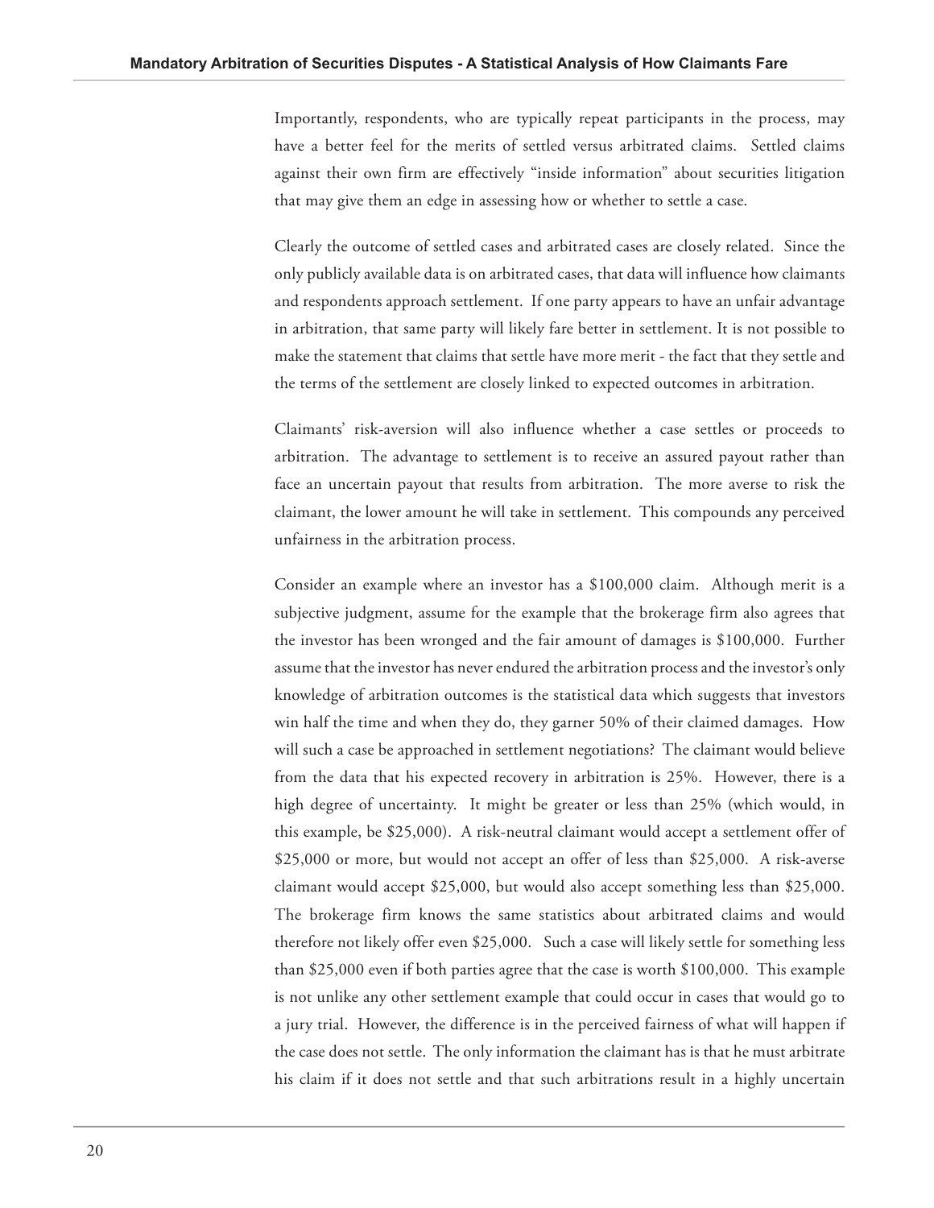Importantly, respondents, who are typically repeat participants in the process, may have a better feel for the merits of settled versus arbitrated claims. Settled claims against their own firm are effectively "inside information" about securities litigation that may give them an edge in assessing how or whether to settle a case.

Clearly the outcome of settled cases and arbitrated cases are closely related. Since the only publicly available data is on arbitrated cases, that data will influence how claimants and respondents approach settlement. If one party appears to have an unfair advantage in arbitration, that same party will likely fare better in settlement. It is not possible to make the statement that claims that settle have more merit - the fact that they settle and the terms of the settlement are closely linked to expected outcomes in arbitration.

Claimants' risk-aversion will also influence whether a case settles or proceeds to arbitration. The advantage to settlement is to receive an assured payout rather than face an uncertain payout that results from arbitration. The more averse to risk the claimant, the lower amount he will take in settlement. This compounds any perceived unfairness in the arbitration process.

Consider an example where an investor has a $100,000 claim. Although merit is a subjective judgment, assume for the example that the brokerage firm also agrees that the investor has been wronged and the fair amount of damages is $100,000. Further assume that the investor has never endured the arbitration process and the investor's only knowledge of arbitration outcomes is the statistical data which suggests that investors win half the time and when they do, they garner 50% of their claimed damages. How will such a case be approached in settlement negotiations? The claimant would believe from the data that his expected recovery in arbitration is 25%. However, there is a high degree of uncertainty. It might be greater or less than 25% (which would, in this example, be $25,000). A risk-neutral claimant would accept a settlement offer of $25,000 or more, but would not accept an offer of less than $25,000. A risk-averse claimant would accept $25,000, but would also accept something less than $25,000. The brokerage firm knows the same statistics about arbitrated claims and would therefore not likely offer even $25,000. Such a case will likely settle for something less than $25,000 even if both parties agree that the case is worth $100,000. This example is not unlike any other settlement example that could occur in cases that would go to a jury trial. However, the difference is in the perceived fairness of what will happen if the case does not settle. The only information the claimant has is that he must arbitrate his claim if it does not settle and that such arbitrations result in a highly uncertain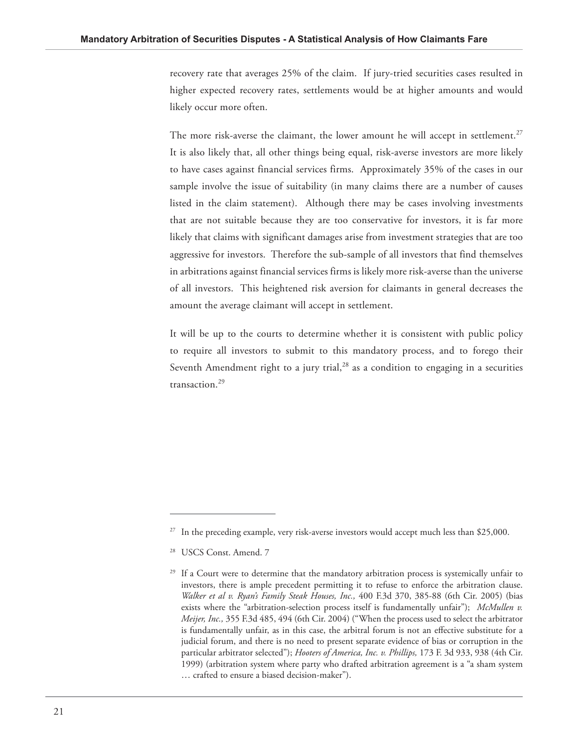recovery rate that averages 25% of the claim. If jury-tried securities cases resulted in higher expected recovery rates, settlements would be at higher amounts and would likely occur more often.

The more risk-averse the claimant, the lower amount he will accept in settlement.[27] It is also likely that, all other things being equal, risk-averse investors are more likely to have cases against financial services firms. Approximately 35% of the cases in our sample involve the issue of suitability (in many claims there are a number of causes listed in the claim statement). Although there may be cases involving investments that are not suitable because they are too conservative for investors, it is far more likely that claims with significant damages arise from investment strategies that are too aggressive for investors. Therefore the sub-sample of all investors that find themselves in arbitrations against financial services firms is likely more risk-averse than the universe of all investors. This heightened risk aversion for claimants in general decreases the amount the average claimant will accept in settlement.

It will be up to the courts to determine whether it is consistent with public policy to require all investors to submit to this mandatory process, and to forego their Seventh Amendment right to a jury trial,[28] as a condition to engaging in a securities transaction.[29]

---

[27] In the preceding example, very risk-averse investors would accept much less than $25,000.

[28] USCS Const. Amend. 7

[29] If a Court were to determine that the mandatory arbitration process is systemically unfair to investors, there is ample precedent permitting it to refuse to enforce the arbitration clause. *Walker et al v. Ryan's Family Steak Houses, Inc.,* 400 F.3d 370, 385-88 (6th Cir. 2005) (bias exists where the "arbitration-selection process itself is fundamentally unfair"); *McMullen v. Meijer, Inc.,* 355 F.3d 485, 494 (6th Cir. 2004) ("When the process used to select the arbitrator is fundamentally unfair, as in this case, the arbitral forum is not an effective substitute for a judicial forum, and there is no need to present separate evidence of bias or corruption in the particular arbitrator selected"); *Hooters of America, Inc. v. Phillips,* 173 F. 3d 933, 938 (4th Cir. 1999) (arbitration system where party who drafted arbitration agreement is a "a sham system … crafted to ensure a biased decision-maker").